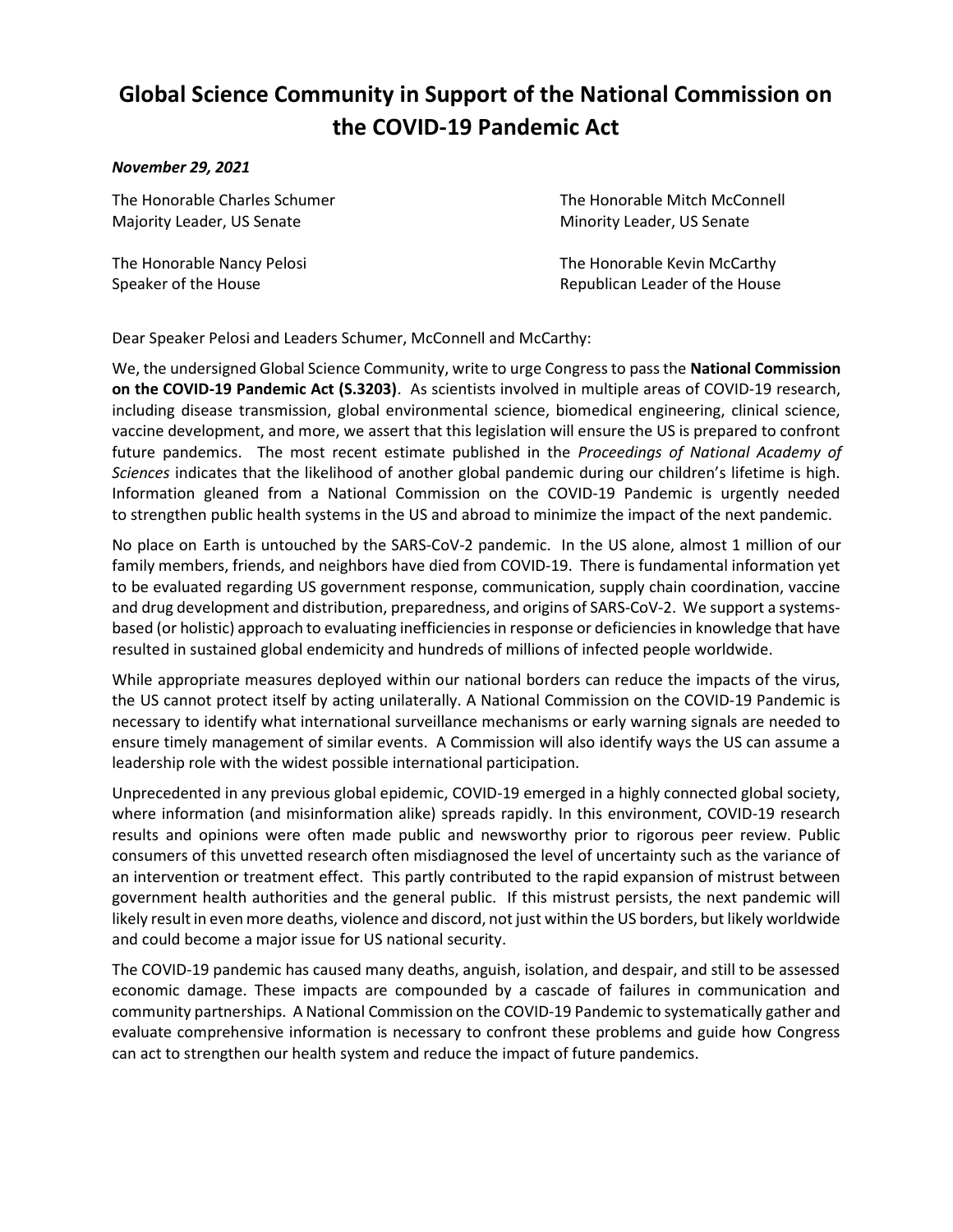# Global Science Community in Support of the National Commission on the COVID-19 Pandemic Act

*November 29, 2021*

The Honorable Charles Schumer
Majority Leader, US Senate

The Honorable Mitch McConnell
Minority Leader, US Senate

The Honorable Nancy Pelosi
Speaker of the House

The Honorable Kevin McCarthy
Republican Leader of the House

Dear Speaker Pelosi and Leaders Schumer, McConnell and McCarthy:

We, the undersigned Global Science Community, write to urge Congress to pass the **National Commission on the COVID-19 Pandemic Act (S.3203)**. As scientists involved in multiple areas of COVID-19 research, including disease transmission, global environmental science, biomedical engineering, clinical science, vaccine development, and more, we assert that this legislation will ensure the US is prepared to confront future pandemics. The most recent estimate published in the *Proceedings of National Academy of Sciences* indicates that the likelihood of another global pandemic during our children's lifetime is high. Information gleaned from a National Commission on the COVID-19 Pandemic is urgently needed to strengthen public health systems in the US and abroad to minimize the impact of the next pandemic.

No place on Earth is untouched by the SARS-CoV-2 pandemic. In the US alone, almost 1 million of our family members, friends, and neighbors have died from COVID-19. There is fundamental information yet to be evaluated regarding US government response, communication, supply chain coordination, vaccine and drug development and distribution, preparedness, and origins of SARS-CoV-2. We support a systems-based (or holistic) approach to evaluating inefficiencies in response or deficiencies in knowledge that have resulted in sustained global endemicity and hundreds of millions of infected people worldwide.

While appropriate measures deployed within our national borders can reduce the impacts of the virus, the US cannot protect itself by acting unilaterally. A National Commission on the COVID-19 Pandemic is necessary to identify what international surveillance mechanisms or early warning signals are needed to ensure timely management of similar events. A Commission will also identify ways the US can assume a leadership role with the widest possible international participation.

Unprecedented in any previous global epidemic, COVID-19 emerged in a highly connected global society, where information (and misinformation alike) spreads rapidly. In this environment, COVID-19 research results and opinions were often made public and newsworthy prior to rigorous peer review. Public consumers of this unvetted research often misdiagnosed the level of uncertainty such as the variance of an intervention or treatment effect. This partly contributed to the rapid expansion of mistrust between government health authorities and the general public. If this mistrust persists, the next pandemic will likely result in even more deaths, violence and discord, not just within the US borders, but likely worldwide and could become a major issue for US national security.

The COVID-19 pandemic has caused many deaths, anguish, isolation, and despair, and still to be assessed economic damage. These impacts are compounded by a cascade of failures in communication and community partnerships. A National Commission on the COVID-19 Pandemic to systematically gather and evaluate comprehensive information is necessary to confront these problems and guide how Congress can act to strengthen our health system and reduce the impact of future pandemics.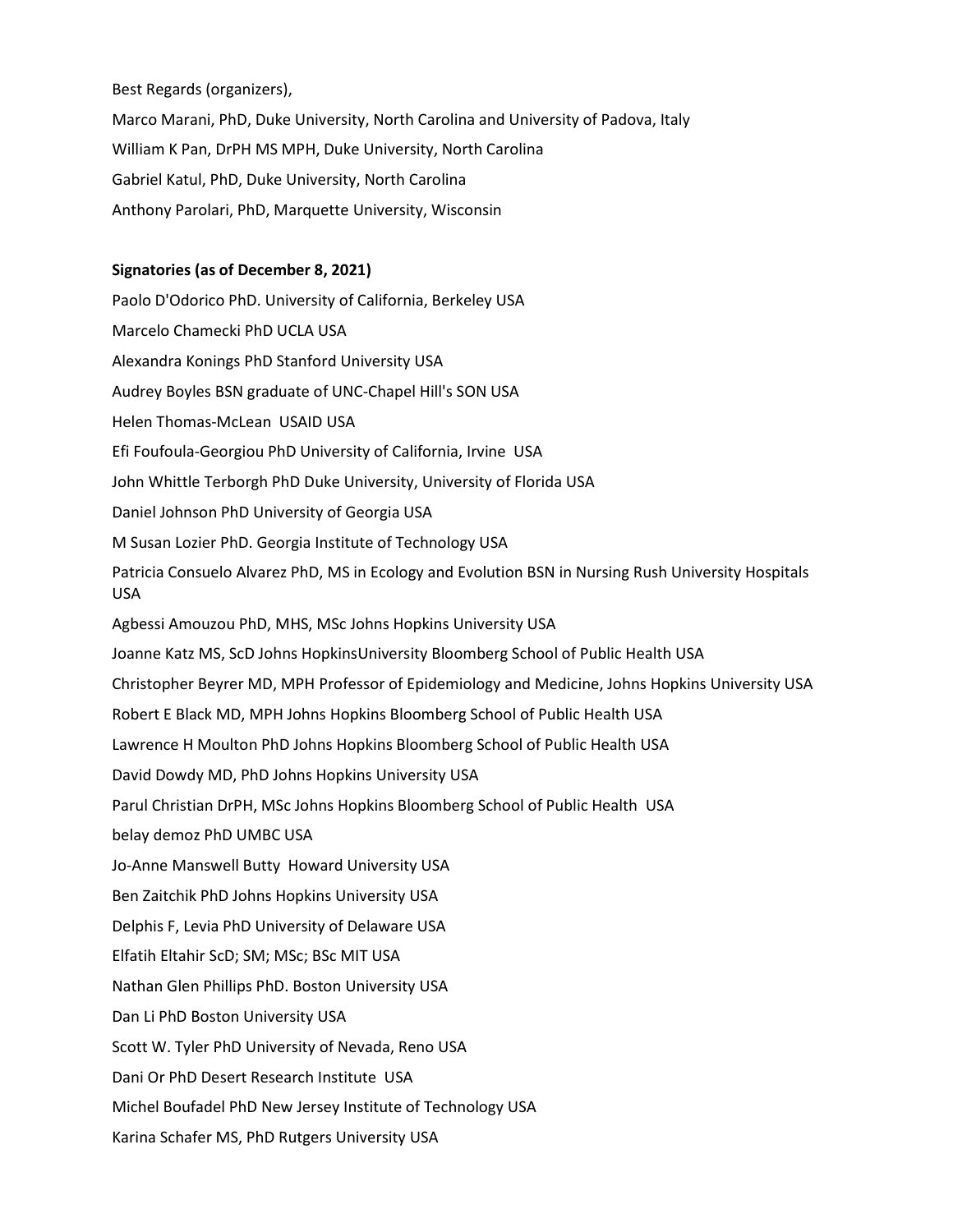Best Regards (organizers),

Marco Marani, PhD, Duke University, North Carolina and University of Padova, Italy

William K Pan, DrPH MS MPH, Duke University, North Carolina

Gabriel Katul, PhD, Duke University, North Carolina

Anthony Parolari, PhD, Marquette University, Wisconsin

**Signatories (as of December 8, 2021)**

Paolo D'Odorico PhD. University of California, Berkeley USA

Marcelo Chamecki PhD UCLA USA

Alexandra Konings PhD Stanford University USA

Audrey Boyles BSN graduate of UNC-Chapel Hill's SON USA

Helen Thomas-McLean USAID USA

Efi Foufoula-Georgiou PhD University of California, Irvine USA

John Whittle Terborgh PhD Duke University, University of Florida USA

Daniel Johnson PhD University of Georgia USA

M Susan Lozier PhD. Georgia Institute of Technology USA

Patricia Consuelo Alvarez PhD, MS in Ecology and Evolution BSN in Nursing Rush University Hospitals USA

Agbessi Amouzou PhD, MHS, MSc Johns Hopkins University USA

Joanne Katz MS, ScD Johns HopkinsUniversity Bloomberg School of Public Health USA

Christopher Beyrer MD, MPH Professor of Epidemiology and Medicine, Johns Hopkins University USA

Robert E Black MD, MPH Johns Hopkins Bloomberg School of Public Health USA

Lawrence H Moulton PhD Johns Hopkins Bloomberg School of Public Health USA

David Dowdy MD, PhD Johns Hopkins University USA

Parul Christian DrPH, MSc Johns Hopkins Bloomberg School of Public Health USA

belay demoz PhD UMBC USA

Jo-Anne Manswell Butty Howard University USA

Ben Zaitchik PhD Johns Hopkins University USA

Delphis F, Levia PhD University of Delaware USA

Elfatih Eltahir ScD; SM; MSc; BSc MIT USA

Nathan Glen Phillips PhD. Boston University USA

Dan Li PhD Boston University USA

Scott W. Tyler PhD University of Nevada, Reno USA

Dani Or PhD Desert Research Institute USA

Michel Boufadel PhD New Jersey Institute of Technology USA

Karina Schafer MS, PhD Rutgers University USA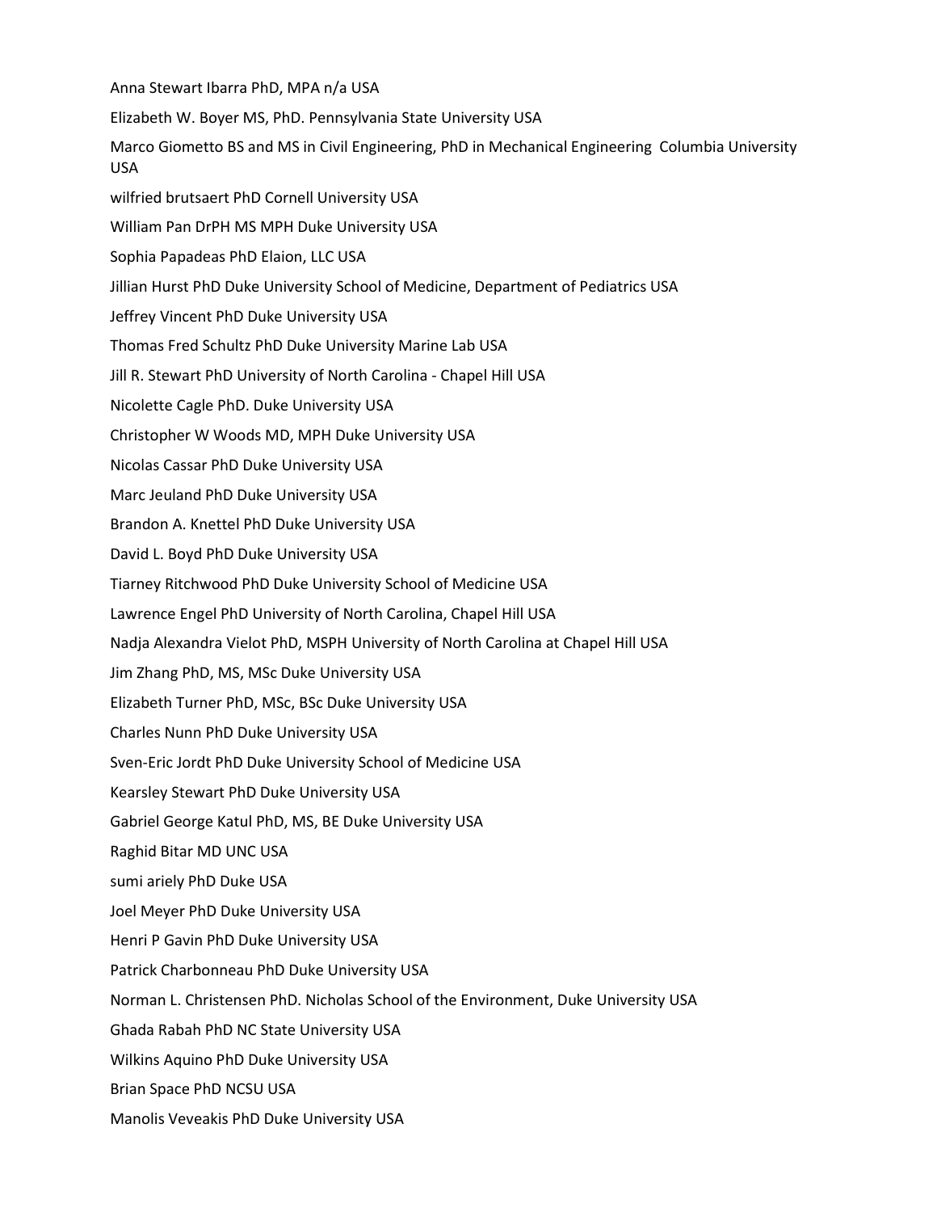Anna Stewart Ibarra PhD, MPA n/a USA

Elizabeth W. Boyer MS, PhD. Pennsylvania State University USA

Marco Giometto BS and MS in Civil Engineering, PhD in Mechanical Engineering Columbia University USA

wilfried brutsaert PhD Cornell University USA

William Pan DrPH MS MPH Duke University USA

Sophia Papadeas PhD Elaion, LLC USA

Jillian Hurst PhD Duke University School of Medicine, Department of Pediatrics USA

Jeffrey Vincent PhD Duke University USA

Thomas Fred Schultz PhD Duke University Marine Lab USA

Jill R. Stewart PhD University of North Carolina - Chapel Hill USA

Nicolette Cagle PhD. Duke University USA

Christopher W Woods MD, MPH Duke University USA

Nicolas Cassar PhD Duke University USA

Marc Jeuland PhD Duke University USA

Brandon A. Knettel PhD Duke University USA

David L. Boyd PhD Duke University USA

Tiarney Ritchwood PhD Duke University School of Medicine USA

Lawrence Engel PhD University of North Carolina, Chapel Hill USA

Nadja Alexandra Vielot PhD, MSPH University of North Carolina at Chapel Hill USA

Jim Zhang PhD, MS, MSc Duke University USA

Elizabeth Turner PhD, MSc, BSc Duke University USA

Charles Nunn PhD Duke University USA

Sven-Eric Jordt PhD Duke University School of Medicine USA

Kearsley Stewart PhD Duke University USA

Gabriel George Katul PhD, MS, BE Duke University USA

Raghid Bitar MD UNC USA

sumi ariely PhD Duke USA

Joel Meyer PhD Duke University USA

Henri P Gavin PhD Duke University USA

Patrick Charbonneau PhD Duke University USA

Norman L. Christensen PhD. Nicholas School of the Environment, Duke University USA

Ghada Rabah PhD NC State University USA

Wilkins Aquino PhD Duke University USA

Brian Space PhD NCSU USA

Manolis Veveakis PhD Duke University USA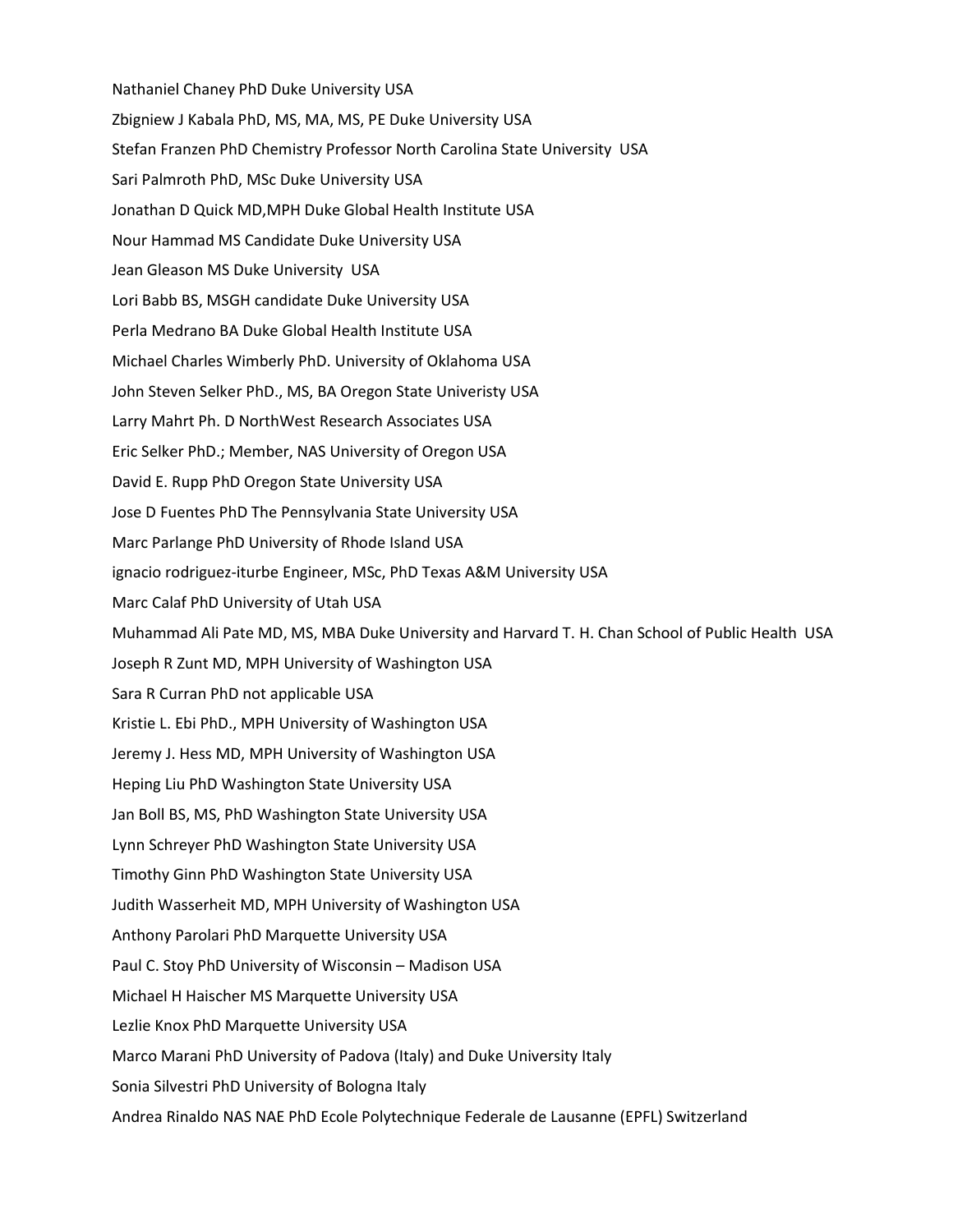Nathaniel Chaney PhD Duke University USA

Zbigniew J Kabala PhD, MS, MA, MS, PE Duke University USA

Stefan Franzen PhD Chemistry Professor North Carolina State University USA

Sari Palmroth PhD, MSc Duke University USA

Jonathan D Quick MD,MPH Duke Global Health Institute USA

Nour Hammad MS Candidate Duke University USA

Jean Gleason MS Duke University USA

Lori Babb BS, MSGH candidate Duke University USA

Perla Medrano BA Duke Global Health Institute USA

Michael Charles Wimberly PhD. University of Oklahoma USA

John Steven Selker PhD., MS, BA Oregon State Univeristy USA

Larry Mahrt Ph. D NorthWest Research Associates USA

Eric Selker PhD.; Member, NAS University of Oregon USA

David E. Rupp PhD Oregon State University USA

Jose D Fuentes PhD The Pennsylvania State University USA

Marc Parlange PhD University of Rhode Island USA

ignacio rodriguez-iturbe Engineer, MSc, PhD Texas A&M University USA

Marc Calaf PhD University of Utah USA

Muhammad Ali Pate MD, MS, MBA Duke University and Harvard T. H. Chan School of Public Health USA

Joseph R Zunt MD, MPH University of Washington USA

Sara R Curran PhD not applicable USA

Kristie L. Ebi PhD., MPH University of Washington USA

Jeremy J. Hess MD, MPH University of Washington USA

Heping Liu PhD Washington State University USA

Jan Boll BS, MS, PhD Washington State University USA

Lynn Schreyer PhD Washington State University USA

Timothy Ginn PhD Washington State University USA

Judith Wasserheit MD, MPH University of Washington USA

Anthony Parolari PhD Marquette University USA

Paul C. Stoy PhD University of Wisconsin – Madison USA

Michael H Haischer MS Marquette University USA

Lezlie Knox PhD Marquette University USA

Marco Marani PhD University of Padova (Italy) and Duke University Italy

Sonia Silvestri PhD University of Bologna Italy

Andrea Rinaldo NAS NAE PhD Ecole Polytechnique Federale de Lausanne (EPFL) Switzerland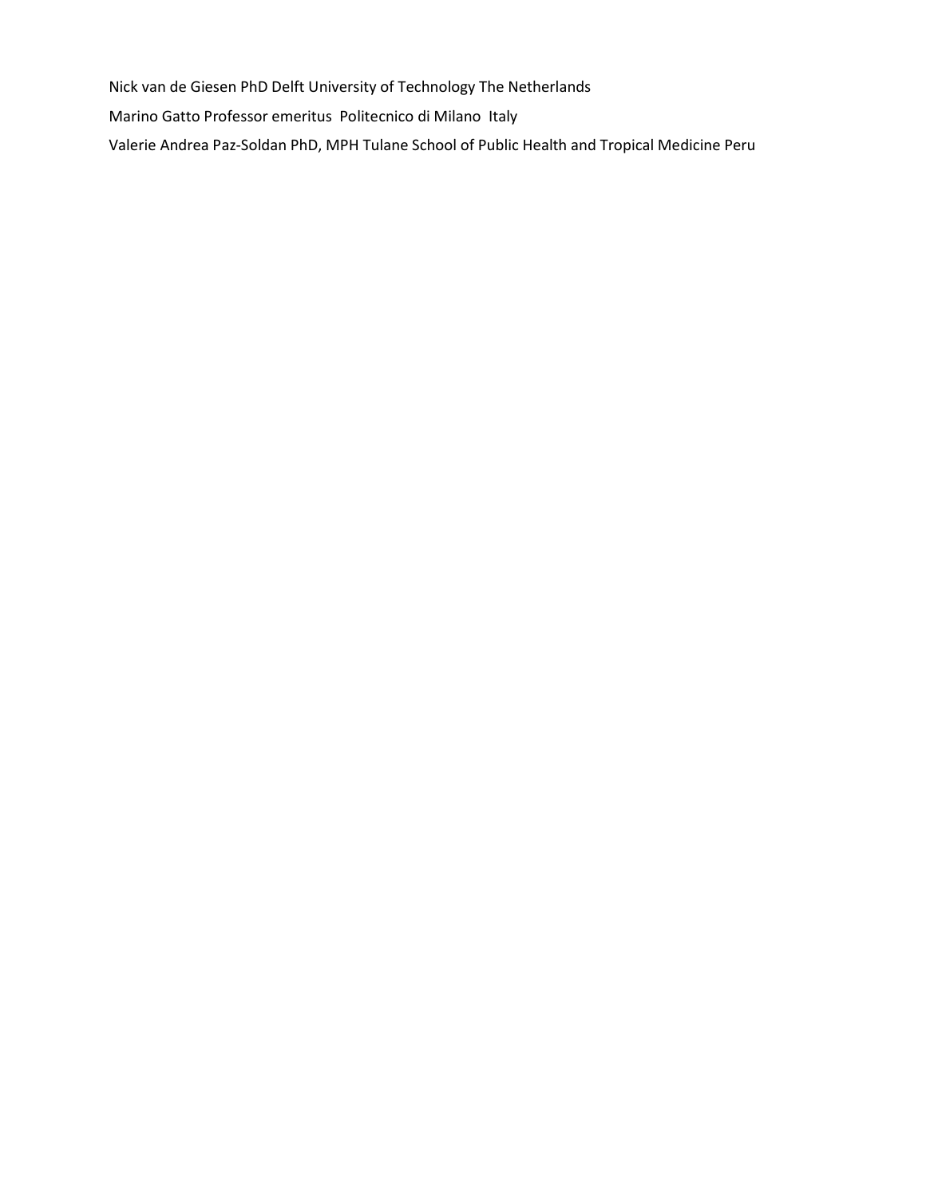Nick van de Giesen PhD Delft University of Technology The Netherlands

Marino Gatto Professor emeritus  Politecnico di Milano  Italy

Valerie Andrea Paz-Soldan PhD, MPH Tulane School of Public Health and Tropical Medicine Peru